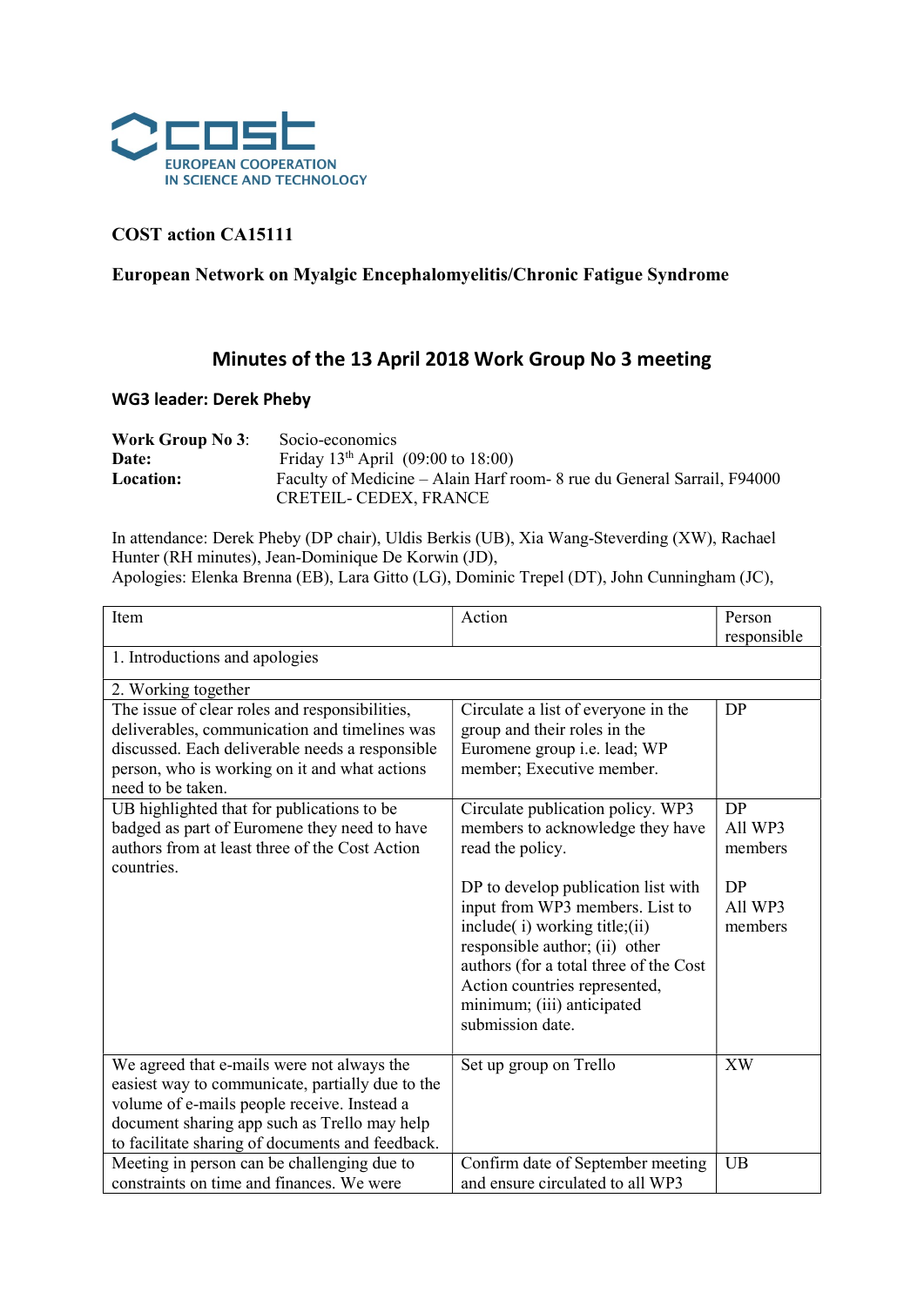COST
EUROPEAN COOPERATION
IN SCIENCE AND TECHNOLOGY

**COST action CA15111**

**European Network on Myalgic Encephalomyelitis/Chronic Fatigue Syndrome**

# Minutes of the 13 April 2018 Work Group No 3 meeting

**WG3 leader: Derek Pheby**

**Work Group No 3**: Socio-economics
**Date:** Friday 13th April (09:00 to 18:00)
**Location:** Faculty of Medicine – Alain Harf room- 8 rue du General Sarrail, F94000 CRETEIL- CEDEX, FRANCE

In attendance: Derek Pheby (DP chair), Uldis Berkis (UB), Xia Wang-Steverding (XW), Rachael Hunter (RH minutes), Jean-Dominique De Korwin (JD),
Apologies: Elenka Brenna (EB), Lara Gitto (LG), Dominic Trepel (DT), John Cunningham (JC),

| Item | Action | Person responsible |
|---|---|---|
| 1. Introductions and apologies | | |
| 2. Working together | | |
| The issue of clear roles and responsibilities, deliverables, communication and timelines was discussed. Each deliverable needs a responsible person, who is working on it and what actions need to be taken. | Circulate a list of everyone in the group and their roles in the Euromene group i.e. lead; WP member; Executive member. | DP |
| UB highlighted that for publications to be badged as part of Euromene they need to have authors from at least three of the Cost Action countries. | Circulate publication policy. WP3 members to acknowledge they have read the policy.<br><br>DP to develop publication list with input from WP3 members. List to include( i) working title;(ii) responsible author; (ii) other authors (for a total three of the Cost Action countries represented, minimum; (iii) anticipated submission date. | DP<br>All WP3 members<br><br>DP<br>All WP3 members |
| We agreed that e-mails were not always the easiest way to communicate, partially due to the volume of e-mails people receive. Instead a document sharing app such as Trello may help to facilitate sharing of documents and feedback. | Set up group on Trello | XW |
| Meeting in person can be challenging due to constraints on time and finances. We were | Confirm date of September meeting and ensure circulated to all WP3 | UB |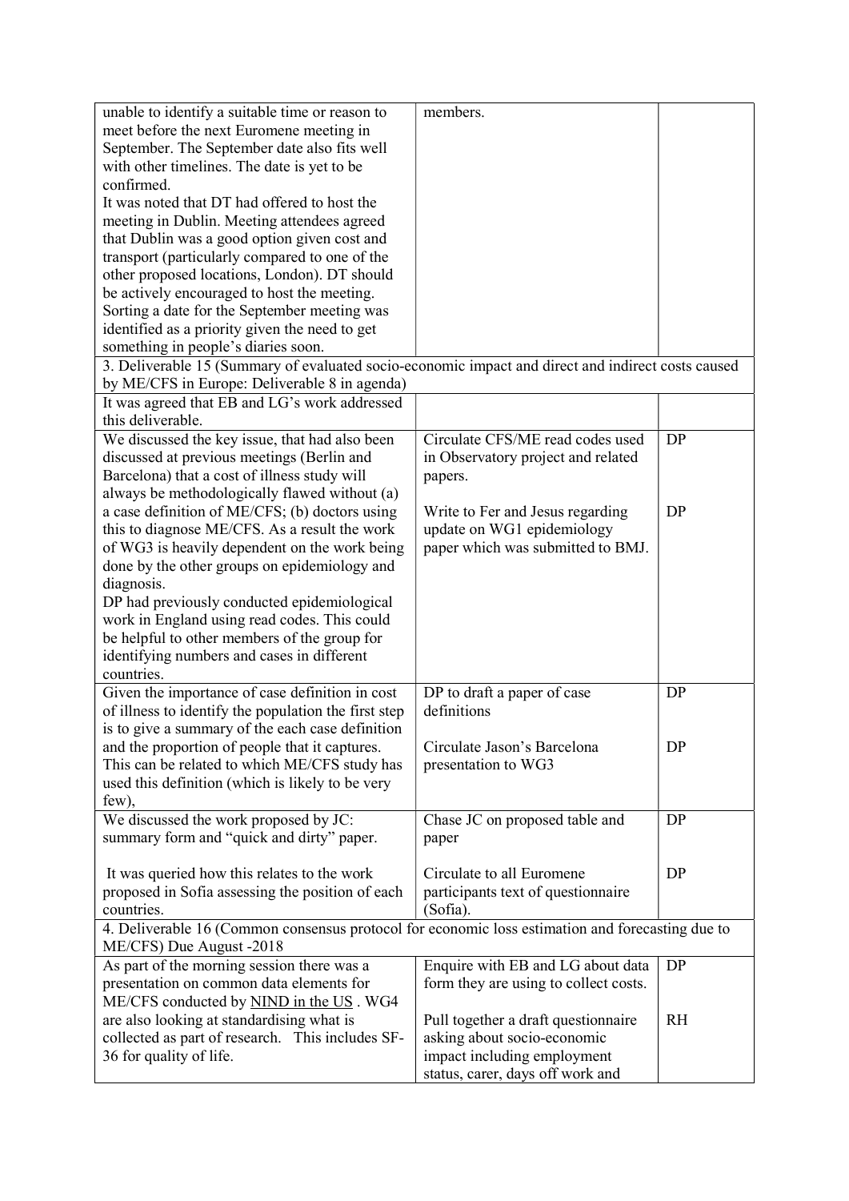| | | |
|---|---|---|
| unable to identify a suitable time or reason to meet before the next Euromene meeting in September. The September date also fits well with other timelines. The date is yet to be confirmed.<br>It was noted that DT had offered to host the meeting in Dublin. Meeting attendees agreed that Dublin was a good option given cost and transport (particularly compared to one of the other proposed locations, London). DT should be actively encouraged to host the meeting.<br>Sorting a date for the September meeting was identified as a priority given the need to get something in people's diaries soon. | members. | |
| 3. Deliverable 15 (Summary of evaluated socio-economic impact and direct and indirect costs caused by ME/CFS in Europe: Deliverable 8 in agenda) | | |
| It was agreed that EB and LG's work addressed this deliverable. | | |
| We discussed the key issue, that had also been discussed at previous meetings (Berlin and Barcelona) that a cost of illness study will always be methodologically flawed without (a) a case definition of ME/CFS; (b) doctors using this to diagnose ME/CFS. As a result the work of WG3 is heavily dependent on the work being done by the other groups on epidemiology and diagnosis.<br>DP had previously conducted epidemiological work in England using read codes. This could be helpful to other members of the group for identifying numbers and cases in different countries. | Circulate CFS/ME read codes used in Observatory project and related papers.<br><br>Write to Fer and Jesus regarding update on WG1 epidemiology paper which was submitted to BMJ. | DP<br><br>DP |
| Given the importance of case definition in cost of illness to identify the population the first step is to give a summary of the each case definition and the proportion of people that it captures. This can be related to which ME/CFS study has used this definition (which is likely to be very few), | DP to draft a paper of case definitions<br><br>Circulate Jason's Barcelona presentation to WG3 | DP<br><br>DP |
| We discussed the work proposed by JC: summary form and "quick and dirty" paper.<br><br>It was queried how this relates to the work proposed in Sofia assessing the position of each countries. | Chase JC on proposed table and paper<br><br>Circulate to all Euromene participants text of questionnaire (Sofia). | DP<br><br>DP |
| 4. Deliverable 16 (Common consensus protocol for economic loss estimation and forecasting due to ME/CFS) Due August -2018 | | |
| As part of the morning session there was a presentation on common data elements for ME/CFS conducted by NIND in the US . WG4 are also looking at standardising what is collected as part of research. This includes SF-36 for quality of life. | Enquire with EB and LG about data form they are using to collect costs.<br><br>Pull together a draft questionnaire asking about socio-economic impact including employment status, carer, days off work and | DP<br><br>RH |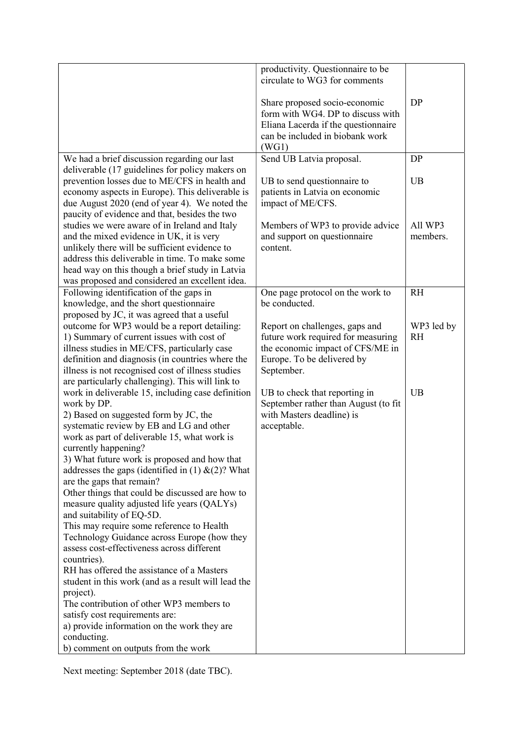| | | |
|---|---|---|
| | productivity. Questionnaire to be circulate to WG3 for comments<br><br>Share proposed socio-economic form with WG4. DP to discuss with Eliana Lacerda if the questionnaire can be included in biobank work (WG1) | <br><br><br>DP |
| We had a brief discussion regarding our last deliverable (17 guidelines for policy makers on prevention losses due to ME/CFS in health and economy aspects in Europe). This deliverable is due August 2020 (end of year 4). We noted the paucity of evidence and that, besides the two studies we were aware of in Ireland and Italy and the mixed evidence in UK, it is very unlikely there will be sufficient evidence to address this deliverable in time. To make some head way on this though a brief study in Latvia was proposed and considered an excellent idea. | Send UB Latvia proposal.<br><br>UB to send questionnaire to patients in Latvia on economic impact of ME/CFS.<br><br>Members of WP3 to provide advice and support on questionnaire content. | DP<br><br>UB<br><br><br>All WP3 members. |
| Following identification of the gaps in knowledge, and the short questionnaire proposed by JC, it was agreed that a useful outcome for WP3 would be a report detailing:<br>1) Summary of current issues with cost of illness studies in ME/CFS, particularly case definition and diagnosis (in countries where the illness is not recognised cost of illness studies are particularly challenging). This will link to work in deliverable 15, including case definition work by DP.<br>2) Based on suggested form by JC, the systematic review by EB and LG and other work as part of deliverable 15, what work is currently happening?<br>3) What future work is proposed and how that addresses the gaps (identified in (1) &(2)? What are the gaps that remain?<br>Other things that could be discussed are how to measure quality adjusted life years (QALYs) and suitability of EQ-5D.<br>This may require some reference to Health Technology Guidance across Europe (how they assess cost-effectiveness across different countries).<br>RH has offered the assistance of a Masters student in this work (and as a result will lead the project).<br>The contribution of other WP3 members to satisfy cost requirements are:<br>a) provide information on the work they are conducting.<br>b) comment on outputs from the work | One page protocol on the work to be conducted.<br><br>Report on challenges, gaps and future work required for measuring the economic impact of CFS/ME in Europe. To be delivered by September.<br><br>UB to check that reporting in September rather than August (to fit with Masters deadline) is acceptable. | RH<br><br><br>WP3 led by RH<br><br><br><br>UB |

Next meeting: September 2018 (date TBC).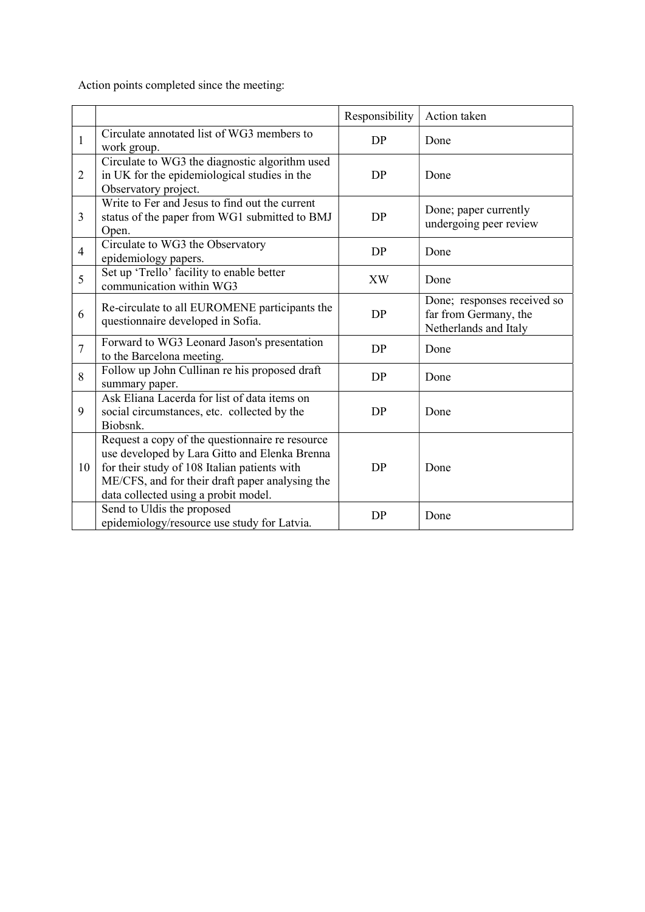Action points completed since the meeting:

| | | Responsibility | Action taken |
|---|---|---|---|
| 1 | Circulate annotated list of WG3 members to work group. | DP | Done |
| 2 | Circulate to WG3 the diagnostic algorithm used in UK for the epidemiological studies in the Observatory project. | DP | Done |
| 3 | Write to Fer and Jesus to find out the current status of the paper from WG1 submitted to BMJ Open. | DP | Done; paper currently undergoing peer review |
| 4 | Circulate to WG3 the Observatory epidemiology papers. | DP | Done |
| 5 | Set up 'Trello' facility to enable better communication within WG3 | XW | Done |
| 6 | Re-circulate to all EUROMENE participants the questionnaire developed in Sofia. | DP | Done; responses received so far from Germany, the Netherlands and Italy |
| 7 | Forward to WG3 Leonard Jason's presentation to the Barcelona meeting. | DP | Done |
| 8 | Follow up John Cullinan re his proposed draft summary paper. | DP | Done |
| 9 | Ask Eliana Lacerda for list of data items on social circumstances, etc. collected by the Biobsnk. | DP | Done |
| 10 | Request a copy of the questionnaire re resource use developed by Lara Gitto and Elenka Brenna for their study of 108 Italian patients with ME/CFS, and for their draft paper analysing the data collected using a probit model. | DP | Done |
| | Send to Uldis the proposed epidemiology/resource use study for Latvia. | DP | Done |